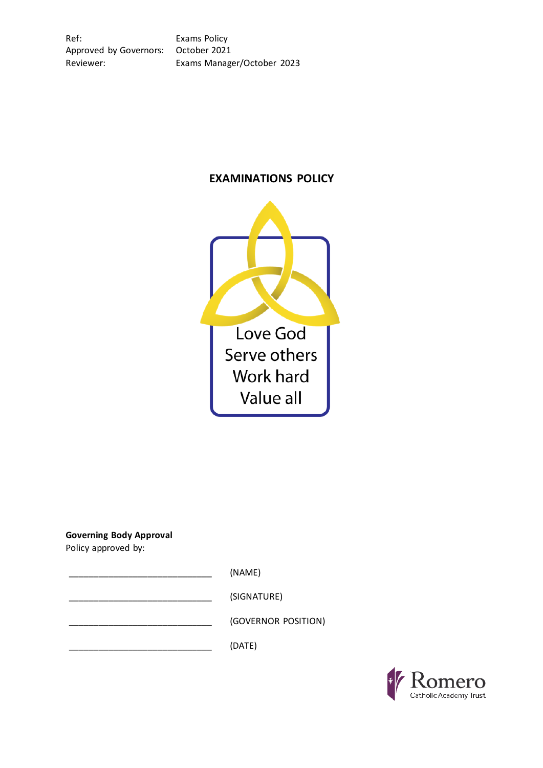| | |
|---|---|
| Ref: | Exams Policy |
| Approved by Governors: | October 2021 |
| Reviewer: | Exams Manager/October 2023 |

# EXAMINATIONS POLICY

Love God
Serve others
Work hard
Value all

**Governing Body Approval**
Policy approved by:

______________________________ (NAME)

______________________________ (SIGNATURE)

______________________________ (GOVERNOR POSITION)

______________________________ (DATE)

Romero
Catholic Academy Trust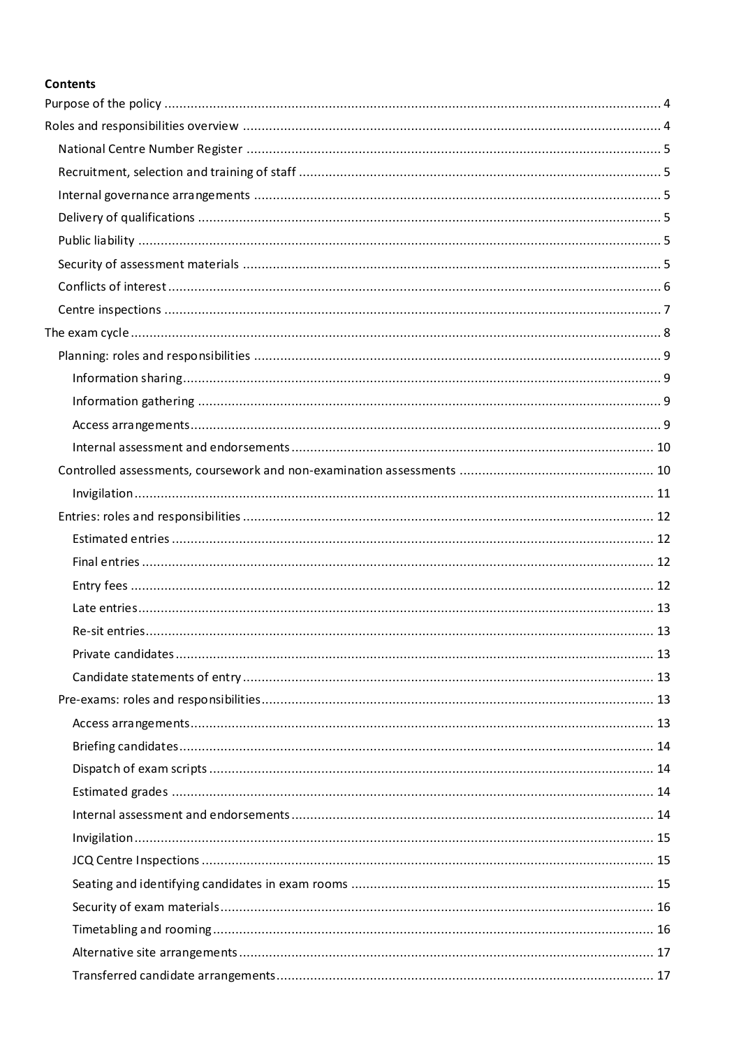**Contents**

Purpose of the policy ........................................................................................................................... 4

Roles and responsibilities overview ..................................................................................................... 4

- National Centre Number Register ..................................................................................................... 5
- Recruitment, selection and training of staff ...................................................................................... 5
- Internal governance arrangements ................................................................................................... 5
- Delivery of qualifications ................................................................................................................... 5
- Public liability ..................................................................................................................................... 5
- Security of assessment materials ...................................................................................................... 5
- Conflicts of interest ............................................................................................................................ 6
- Centre inspections ............................................................................................................................. 7

The exam cycle ........................................................................................................................................ 8

- Planning: roles and responsibilities .................................................................................................. 9
  - Information sharing ....................................................................................................................... 9
  - Information gathering .................................................................................................................... 9
  - Access arrangements ..................................................................................................................... 9
  - Internal assessment and endorsements ...................................................................................... 10
- Controlled assessments, coursework and non-examination assessments .................................... 10
  - Invigilation .................................................................................................................................... 11
- Entries: roles and responsibilities .................................................................................................... 12
  - Estimated entries ......................................................................................................................... 12
  - Final entries .................................................................................................................................. 12
  - Entry fees ...................................................................................................................................... 12
  - Late entries ................................................................................................................................... 13
  - Re-sit entries ................................................................................................................................. 13
  - Private candidates ........................................................................................................................ 13
  - Candidate statements of entry ..................................................................................................... 13
- Pre-exams: roles and responsibilities .............................................................................................. 13
  - Access arrangements ................................................................................................................... 13
  - Briefing candidates ...................................................................................................................... 14
  - Dispatch of exam scripts .............................................................................................................. 14
  - Estimated grades .......................................................................................................................... 14
  - Internal assessment and endorsements ...................................................................................... 14
  - Invigilation .................................................................................................................................... 15
  - JCQ Centre Inspections ................................................................................................................. 15
  - Seating and identifying candidates in exam rooms ..................................................................... 15
  - Security of exam materials ........................................................................................................... 16
  - Timetabling and rooming ............................................................................................................. 16
  - Alternative site arrangements ...................................................................................................... 17
  - Transferred candidate arrangements ........................................................................................... 17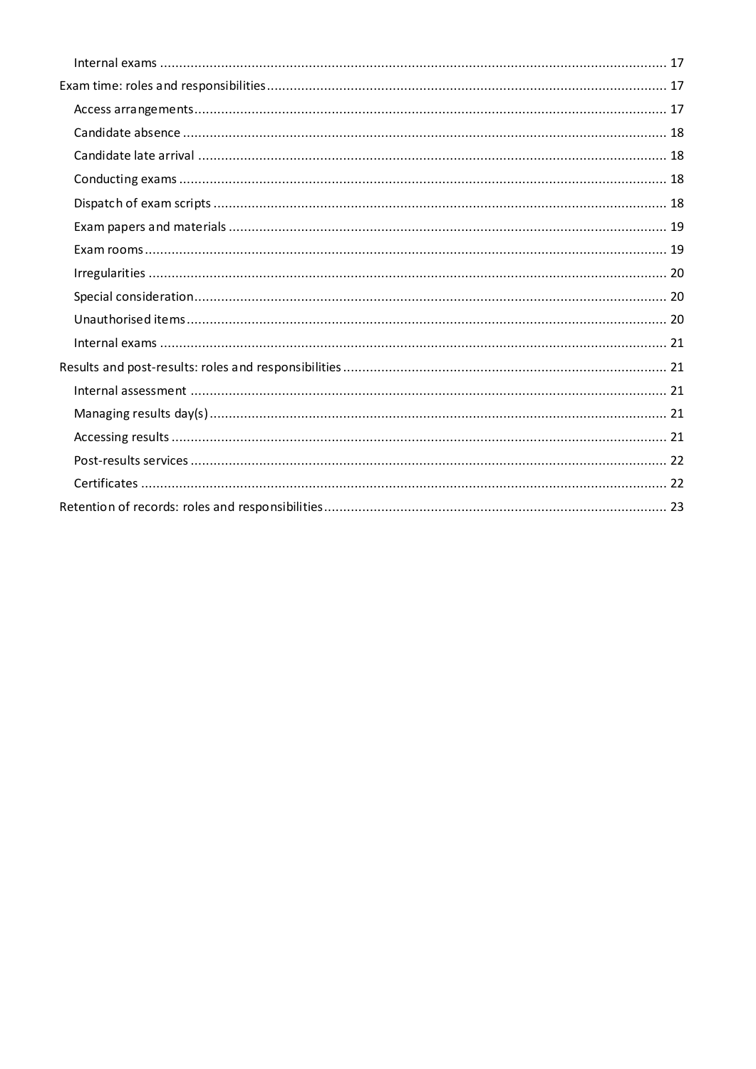- Internal exams ... 17
- Exam time: roles and responsibilities ... 17
  - Access arrangements ... 17
  - Candidate absence ... 18
  - Candidate late arrival ... 18
  - Conducting exams ... 18
  - Dispatch of exam scripts ... 18
  - Exam papers and materials ... 19
  - Exam rooms ... 19
  - Irregularities ... 20
  - Special consideration ... 20
  - Unauthorised items ... 20
  - Internal exams ... 21
- Results and post-results: roles and responsibilities ... 21
  - Internal assessment ... 21
  - Managing results day(s) ... 21
  - Accessing results ... 21
  - Post-results services ... 22
  - Certificates ... 22
- Retention of records: roles and responsibilities ... 23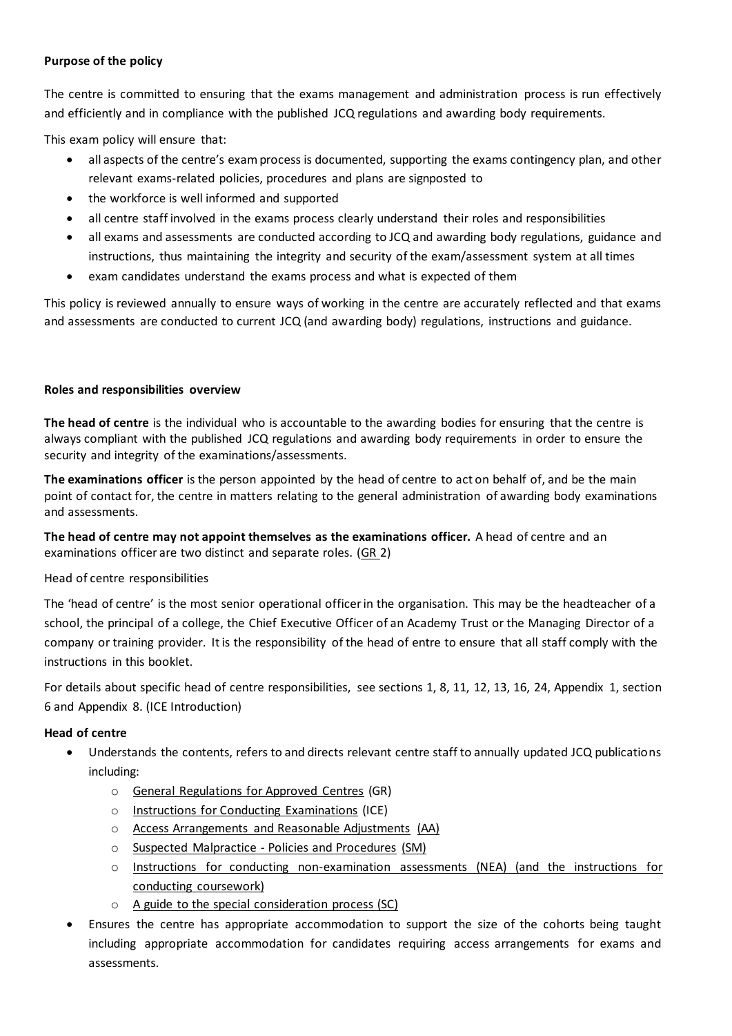**Purpose of the policy**

The centre is committed to ensuring that the exams management and administration process is run effectively and efficiently and in compliance with the published JCQ regulations and awarding body requirements.

This exam policy will ensure that:

- all aspects of the centre's exam process is documented, supporting the exams contingency plan, and other relevant exams-related policies, procedures and plans are signposted to
- the workforce is well informed and supported
- all centre staff involved in the exams process clearly understand their roles and responsibilities
- all exams and assessments are conducted according to JCQ and awarding body regulations, guidance and instructions, thus maintaining the integrity and security of the exam/assessment system at all times
- exam candidates understand the exams process and what is expected of them

This policy is reviewed annually to ensure ways of working in the centre are accurately reflected and that exams and assessments are conducted to current JCQ (and awarding body) regulations, instructions and guidance.

**Roles and responsibilities overview**

**The head of centre** is the individual who is accountable to the awarding bodies for ensuring that the centre is always compliant with the published JCQ regulations and awarding body requirements in order to ensure the security and integrity of the examinations/assessments.

**The examinations officer** is the person appointed by the head of centre to act on behalf of, and be the main point of contact for, the centre in matters relating to the general administration of awarding body examinations and assessments.

**The head of centre may not appoint themselves as the examinations officer.** A head of centre and an examinations officer are two distinct and separate roles. (GR 2)

Head of centre responsibilities

The 'head of centre' is the most senior operational officer in the organisation. This may be the headteacher of a school, the principal of a college, the Chief Executive Officer of an Academy Trust or the Managing Director of a company or training provider. It is the responsibility of the head of entre to ensure that all staff comply with the instructions in this booklet.

For details about specific head of centre responsibilities, see sections 1, 8, 11, 12, 13, 16, 24, Appendix 1, section 6 and Appendix 8. (ICE Introduction)

**Head of centre**

- Understands the contents, refers to and directs relevant centre staff to annually updated JCQ publications including:
  - General Regulations for Approved Centres (GR)
  - Instructions for Conducting Examinations (ICE)
  - Access Arrangements and Reasonable Adjustments (AA)
  - Suspected Malpractice - Policies and Procedures (SM)
  - Instructions for conducting non-examination assessments (NEA) (and the instructions for conducting coursework)
  - A guide to the special consideration process (SC)
- Ensures the centre has appropriate accommodation to support the size of the cohorts being taught including appropriate accommodation for candidates requiring access arrangements for exams and assessments.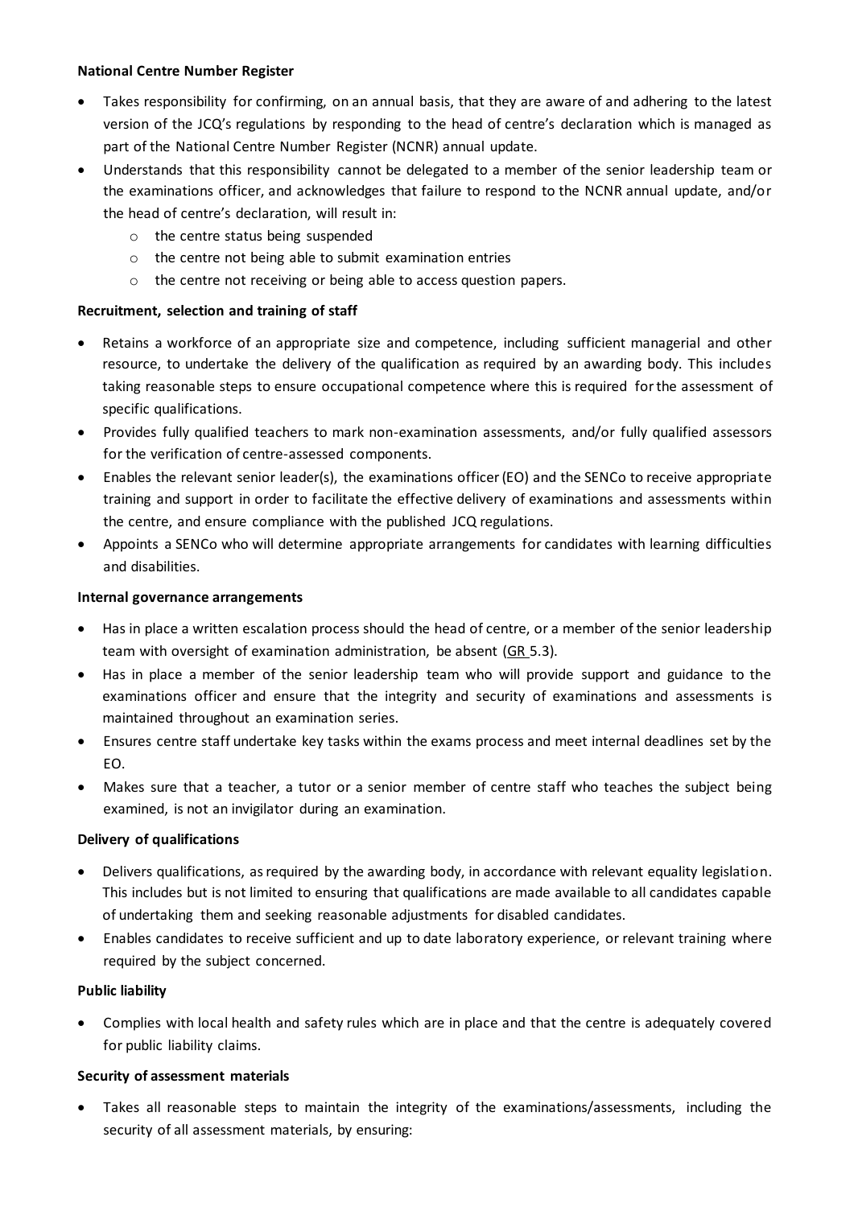**National Centre Number Register**

- Takes responsibility for confirming, on an annual basis, that they are aware of and adhering to the latest version of the JCQ's regulations by responding to the head of centre's declaration which is managed as part of the National Centre Number Register (NCNR) annual update.
- Understands that this responsibility cannot be delegated to a member of the senior leadership team or the examinations officer, and acknowledges that failure to respond to the NCNR annual update, and/or the head of centre's declaration, will result in:
    - the centre status being suspended
    - the centre not being able to submit examination entries
    - the centre not receiving or being able to access question papers.

**Recruitment, selection and training of staff**

- Retains a workforce of an appropriate size and competence, including sufficient managerial and other resource, to undertake the delivery of the qualification as required by an awarding body. This includes taking reasonable steps to ensure occupational competence where this is required for the assessment of specific qualifications.
- Provides fully qualified teachers to mark non-examination assessments, and/or fully qualified assessors for the verification of centre-assessed components.
- Enables the relevant senior leader(s), the examinations officer (EO) and the SENCo to receive appropriate training and support in order to facilitate the effective delivery of examinations and assessments within the centre, and ensure compliance with the published JCQ regulations.
- Appoints a SENCo who will determine appropriate arrangements for candidates with learning difficulties and disabilities.

**Internal governance arrangements**

- Has in place a written escalation process should the head of centre, or a member of the senior leadership team with oversight of examination administration, be absent (GR 5.3).
- Has in place a member of the senior leadership team who will provide support and guidance to the examinations officer and ensure that the integrity and security of examinations and assessments is maintained throughout an examination series.
- Ensures centre staff undertake key tasks within the exams process and meet internal deadlines set by the EO.
- Makes sure that a teacher, a tutor or a senior member of centre staff who teaches the subject being examined, is not an invigilator during an examination.

**Delivery of qualifications**

- Delivers qualifications, as required by the awarding body, in accordance with relevant equality legislation. This includes but is not limited to ensuring that qualifications are made available to all candidates capable of undertaking them and seeking reasonable adjustments for disabled candidates.
- Enables candidates to receive sufficient and up to date laboratory experience, or relevant training where required by the subject concerned.

**Public liability**

- Complies with local health and safety rules which are in place and that the centre is adequately covered for public liability claims.

**Security of assessment materials**

- Takes all reasonable steps to maintain the integrity of the examinations/assessments, including the security of all assessment materials, by ensuring: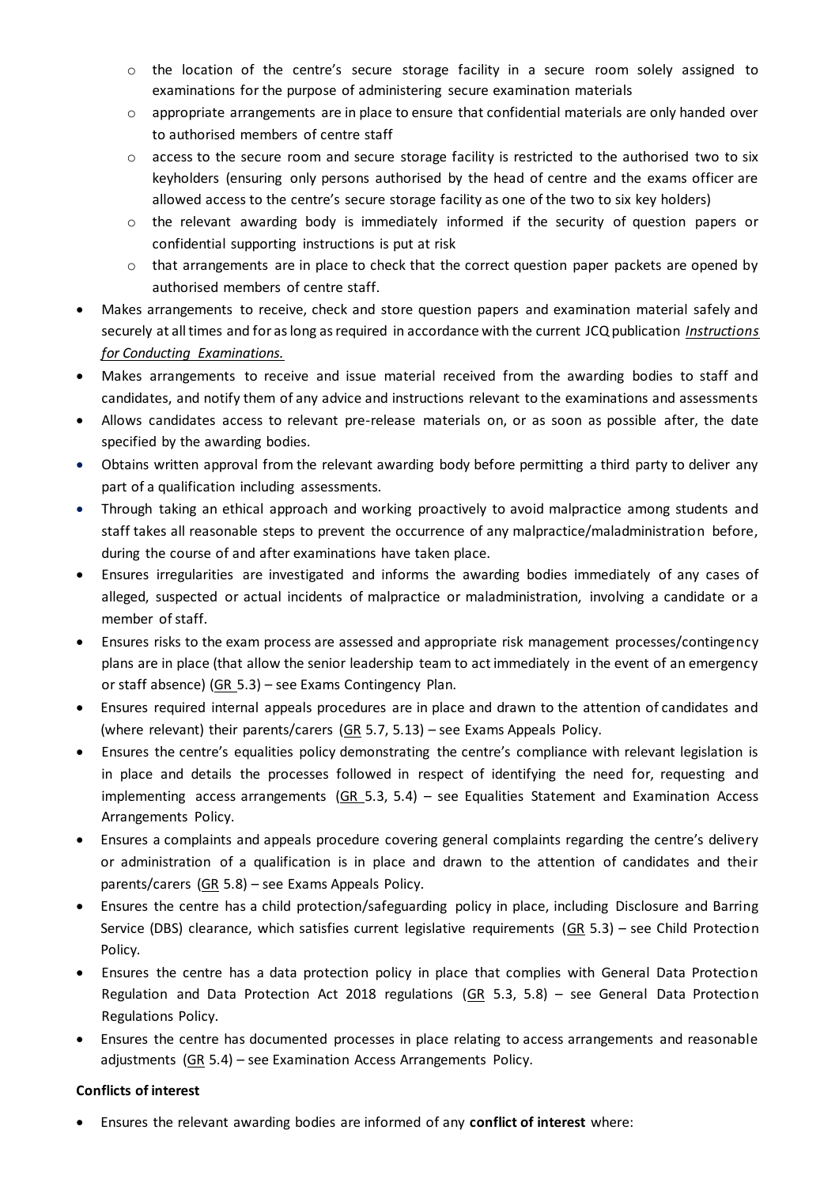- the location of the centre's secure storage facility in a secure room solely assigned to examinations for the purpose of administering secure examination materials
  - appropriate arrangements are in place to ensure that confidential materials are only handed over to authorised members of centre staff
  - access to the secure room and secure storage facility is restricted to the authorised two to six keyholders (ensuring only persons authorised by the head of centre and the exams officer are allowed access to the centre's secure storage facility as one of the two to six key holders)
  - the relevant awarding body is immediately informed if the security of question papers or confidential supporting instructions is put at risk
  - that arrangements are in place to check that the correct question paper packets are opened by authorised members of centre staff.
- Makes arrangements to receive, check and store question papers and examination material safely and securely at all times and for as long as required in accordance with the current JCQ publication *Instructions for Conducting Examinations.*
- Makes arrangements to receive and issue material received from the awarding bodies to staff and candidates, and notify them of any advice and instructions relevant to the examinations and assessments
- Allows candidates access to relevant pre-release materials on, or as soon as possible after, the date specified by the awarding bodies.
- Obtains written approval from the relevant awarding body before permitting a third party to deliver any part of a qualification including assessments.
- Through taking an ethical approach and working proactively to avoid malpractice among students and staff takes all reasonable steps to prevent the occurrence of any malpractice/maladministration before, during the course of and after examinations have taken place.
- Ensures irregularities are investigated and informs the awarding bodies immediately of any cases of alleged, suspected or actual incidents of malpractice or maladministration, involving a candidate or a member of staff.
- Ensures risks to the exam process are assessed and appropriate risk management processes/contingency plans are in place (that allow the senior leadership team to act immediately in the event of an emergency or staff absence) (GR 5.3) – see Exams Contingency Plan.
- Ensures required internal appeals procedures are in place and drawn to the attention of candidates and (where relevant) their parents/carers (GR 5.7, 5.13) – see Exams Appeals Policy.
- Ensures the centre's equalities policy demonstrating the centre's compliance with relevant legislation is in place and details the processes followed in respect of identifying the need for, requesting and implementing access arrangements (GR 5.3, 5.4) – see Equalities Statement and Examination Access Arrangements Policy.
- Ensures a complaints and appeals procedure covering general complaints regarding the centre's delivery or administration of a qualification is in place and drawn to the attention of candidates and their parents/carers (GR 5.8) – see Exams Appeals Policy.
- Ensures the centre has a child protection/safeguarding policy in place, including Disclosure and Barring Service (DBS) clearance, which satisfies current legislative requirements (GR 5.3) – see Child Protection Policy.
- Ensures the centre has a data protection policy in place that complies with General Data Protection Regulation and Data Protection Act 2018 regulations (GR 5.3, 5.8) – see General Data Protection Regulations Policy.
- Ensures the centre has documented processes in place relating to access arrangements and reasonable adjustments (GR 5.4) – see Examination Access Arrangements Policy.

**Conflicts of interest**

- Ensures the relevant awarding bodies are informed of any **conflict of interest** where: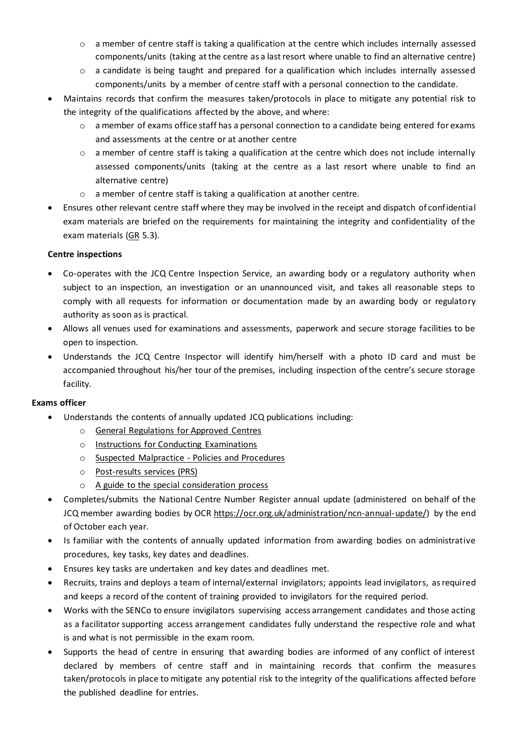- a member of centre staff is taking a qualification at the centre which includes internally assessed components/units (taking at the centre as a last resort where unable to find an alternative centre)
    - a candidate is being taught and prepared for a qualification which includes internally assessed components/units by a member of centre staff with a personal connection to the candidate.
- Maintains records that confirm the measures taken/protocols in place to mitigate any potential risk to the integrity of the qualifications affected by the above, and where:
    - a member of exams office staff has a personal connection to a candidate being entered for exams and assessments at the centre or at another centre
    - a member of centre staff is taking a qualification at the centre which does not include internally assessed components/units (taking at the centre as a last resort where unable to find an alternative centre)
    - a member of centre staff is taking a qualification at another centre.
- Ensures other relevant centre staff where they may be involved in the receipt and dispatch of confidential exam materials are briefed on the requirements for maintaining the integrity and confidentiality of the exam materials (GR 5.3).

**Centre inspections**

- Co-operates with the JCQ Centre Inspection Service, an awarding body or a regulatory authority when subject to an inspection, an investigation or an unannounced visit, and takes all reasonable steps to comply with all requests for information or documentation made by an awarding body or regulatory authority as soon as is practical.
- Allows all venues used for examinations and assessments, paperwork and secure storage facilities to be open to inspection.
- Understands the JCQ Centre Inspector will identify him/herself with a photo ID card and must be accompanied throughout his/her tour of the premises, including inspection of the centre's secure storage facility.

**Exams officer**

- Understands the contents of annually updated JCQ publications including:
    - General Regulations for Approved Centres
    - Instructions for Conducting Examinations
    - Suspected Malpractice - Policies and Procedures
    - Post-results services (PRS)
    - A guide to the special consideration process
- Completes/submits the National Centre Number Register annual update (administered on behalf of the JCQ member awarding bodies by OCR https://ocr.org.uk/administration/ncn-annual-update/) by the end of October each year.
- Is familiar with the contents of annually updated information from awarding bodies on administrative procedures, key tasks, key dates and deadlines.
- Ensures key tasks are undertaken and key dates and deadlines met.
- Recruits, trains and deploys a team of internal/external invigilators; appoints lead invigilators, as required and keeps a record of the content of training provided to invigilators for the required period.
- Works with the SENCo to ensure invigilators supervising access arrangement candidates and those acting as a facilitator supporting access arrangement candidates fully understand the respective role and what is and what is not permissible in the exam room.
- Supports the head of centre in ensuring that awarding bodies are informed of any conflict of interest declared by members of centre staff and in maintaining records that confirm the measures taken/protocols in place to mitigate any potential risk to the integrity of the qualifications affected before the published deadline for entries.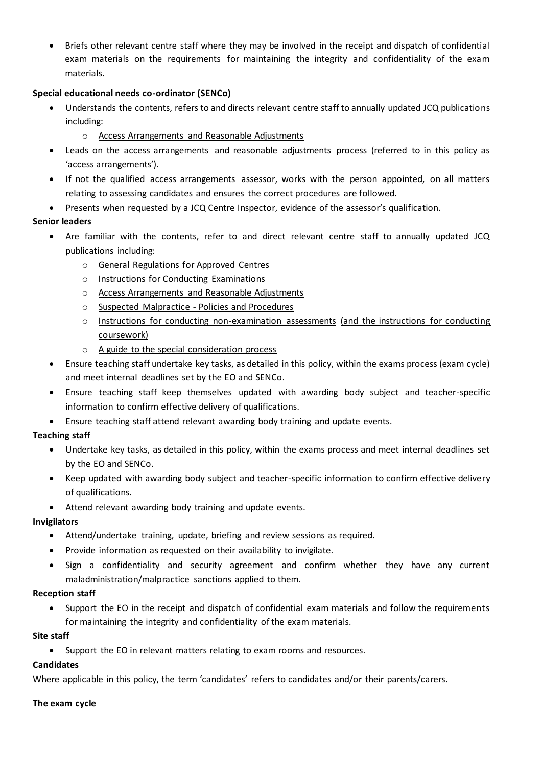- Briefs other relevant centre staff where they may be involved in the receipt and dispatch of confidential exam materials on the requirements for maintaining the integrity and confidentiality of the exam materials.

**Special educational needs co-ordinator (SENCo)**

- Understands the contents, refers to and directs relevant centre staff to annually updated JCQ publications including:
  - Access Arrangements and Reasonable Adjustments
- Leads on the access arrangements and reasonable adjustments process (referred to in this policy as 'access arrangements').
- If not the qualified access arrangements assessor, works with the person appointed, on all matters relating to assessing candidates and ensures the correct procedures are followed.
- Presents when requested by a JCQ Centre Inspector, evidence of the assessor's qualification.

**Senior leaders**

- Are familiar with the contents, refer to and direct relevant centre staff to annually updated JCQ publications including:
  - General Regulations for Approved Centres
  - Instructions for Conducting Examinations
  - Access Arrangements and Reasonable Adjustments
  - Suspected Malpractice - Policies and Procedures
  - Instructions for conducting non-examination assessments (and the instructions for conducting coursework)
  - A guide to the special consideration process
- Ensure teaching staff undertake key tasks, as detailed in this policy, within the exams process (exam cycle) and meet internal deadlines set by the EO and SENCo.
- Ensure teaching staff keep themselves updated with awarding body subject and teacher-specific information to confirm effective delivery of qualifications.
- Ensure teaching staff attend relevant awarding body training and update events.

**Teaching staff**

- Undertake key tasks, as detailed in this policy, within the exams process and meet internal deadlines set by the EO and SENCo.
- Keep updated with awarding body subject and teacher-specific information to confirm effective delivery of qualifications.
- Attend relevant awarding body training and update events.

**Invigilators**

- Attend/undertake training, update, briefing and review sessions as required.
- Provide information as requested on their availability to invigilate.
- Sign a confidentiality and security agreement and confirm whether they have any current maladministration/malpractice sanctions applied to them.

**Reception staff**

- Support the EO in the receipt and dispatch of confidential exam materials and follow the requirements for maintaining the integrity and confidentiality of the exam materials.

**Site staff**

- Support the EO in relevant matters relating to exam rooms and resources.

**Candidates**

Where applicable in this policy, the term 'candidates' refers to candidates and/or their parents/carers.

**The exam cycle**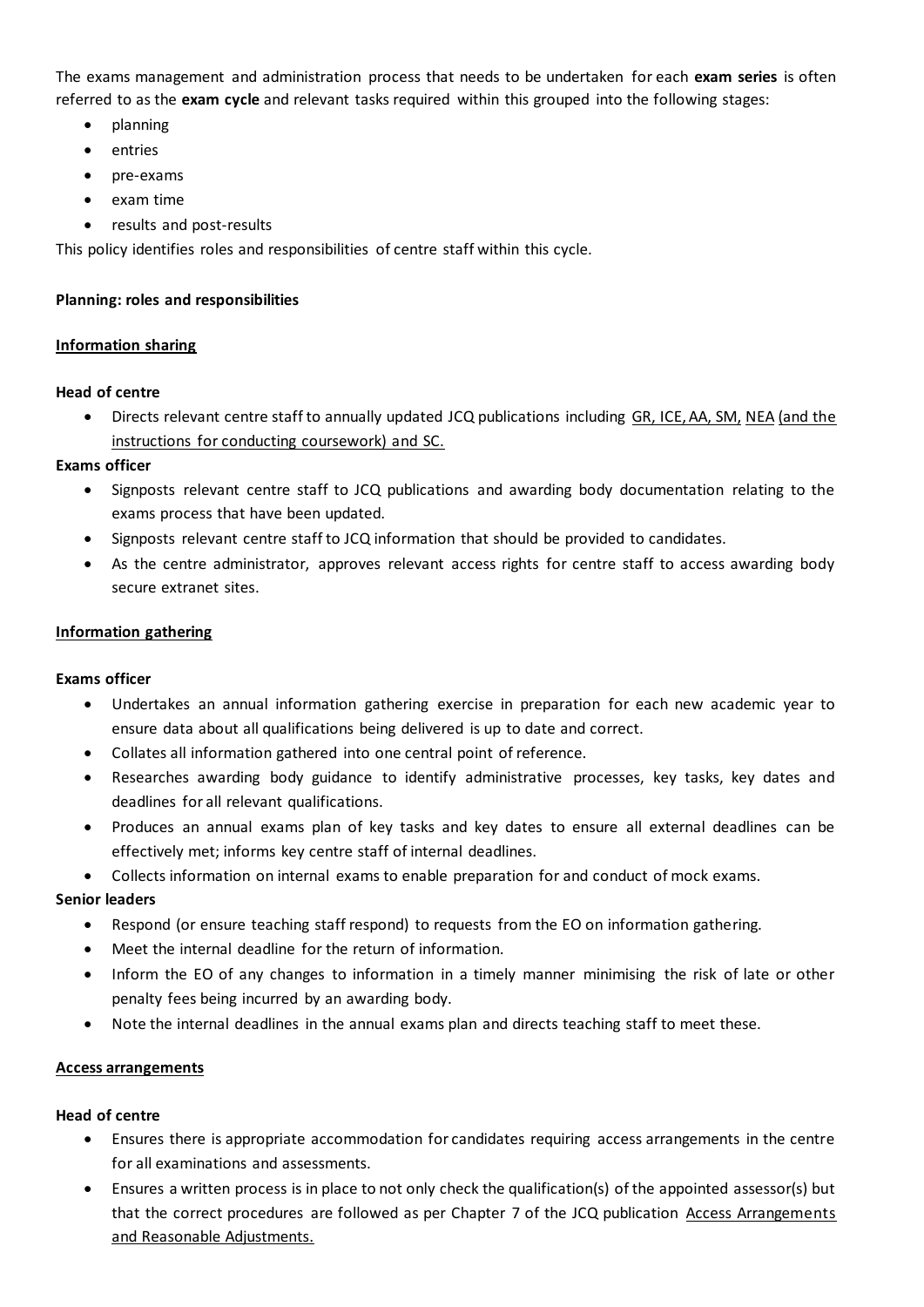The exams management and administration process that needs to be undertaken for each **exam series** is often referred to as the **exam cycle** and relevant tasks required within this grouped into the following stages:

- planning
- entries
- pre-exams
- exam time
- results and post-results

This policy identifies roles and responsibilities of centre staff within this cycle.

**Planning: roles and responsibilities**

**Information sharing**

**Head of centre**

- Directs relevant centre staff to annually updated JCQ publications including GR, ICE, AA, SM, NEA (and the instructions for conducting coursework) and SC.

**Exams officer**

- Signposts relevant centre staff to JCQ publications and awarding body documentation relating to the exams process that have been updated.
- Signposts relevant centre staff to JCQ information that should be provided to candidates.
- As the centre administrator, approves relevant access rights for centre staff to access awarding body secure extranet sites.

**Information gathering**

**Exams officer**

- Undertakes an annual information gathering exercise in preparation for each new academic year to ensure data about all qualifications being delivered is up to date and correct.
- Collates all information gathered into one central point of reference.
- Researches awarding body guidance to identify administrative processes, key tasks, key dates and deadlines for all relevant qualifications.
- Produces an annual exams plan of key tasks and key dates to ensure all external deadlines can be effectively met; informs key centre staff of internal deadlines.
- Collects information on internal exams to enable preparation for and conduct of mock exams.

**Senior leaders**

- Respond (or ensure teaching staff respond) to requests from the EO on information gathering.
- Meet the internal deadline for the return of information.
- Inform the EO of any changes to information in a timely manner minimising the risk of late or other penalty fees being incurred by an awarding body.
- Note the internal deadlines in the annual exams plan and directs teaching staff to meet these.

**Access arrangements**

**Head of centre**

- Ensures there is appropriate accommodation for candidates requiring access arrangements in the centre for all examinations and assessments.
- Ensures a written process is in place to not only check the qualification(s) of the appointed assessor(s) but that the correct procedures are followed as per Chapter 7 of the JCQ publication Access Arrangements and Reasonable Adjustments.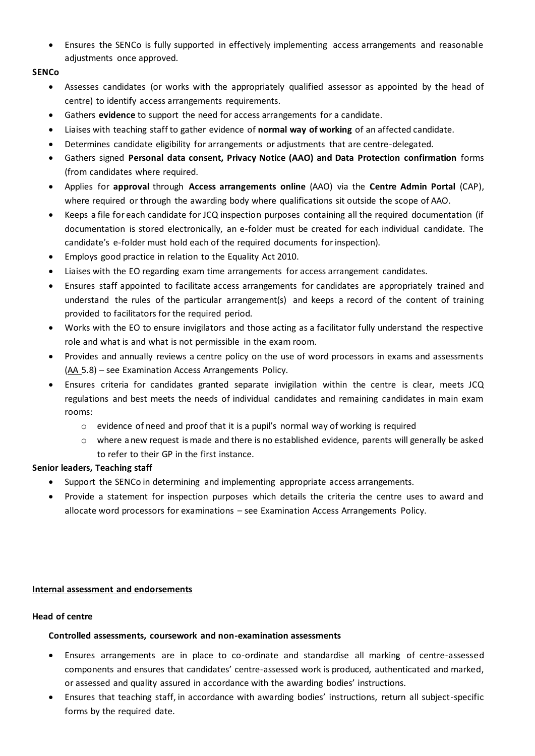- Ensures the SENCo is fully supported in effectively implementing access arrangements and reasonable adjustments once approved.

**SENCo**

- Assesses candidates (or works with the appropriately qualified assessor as appointed by the head of centre) to identify access arrangements requirements.
- Gathers **evidence** to support the need for access arrangements for a candidate.
- Liaises with teaching staff to gather evidence of **normal way of working** of an affected candidate.
- Determines candidate eligibility for arrangements or adjustments that are centre-delegated.
- Gathers signed **Personal data consent, Privacy Notice (AAO) and Data Protection confirmation** forms (from candidates where required.
- Applies for **approval** through **Access arrangements online** (AAO) via the **Centre Admin Portal** (CAP), where required or through the awarding body where qualifications sit outside the scope of AAO.
- Keeps a file for each candidate for JCQ inspection purposes containing all the required documentation (if documentation is stored electronically, an e-folder must be created for each individual candidate. The candidate's e-folder must hold each of the required documents for inspection).
- Employs good practice in relation to the Equality Act 2010.
- Liaises with the EO regarding exam time arrangements for access arrangement candidates.
- Ensures staff appointed to facilitate access arrangements for candidates are appropriately trained and understand the rules of the particular arrangement(s) and keeps a record of the content of training provided to facilitators for the required period.
- Works with the EO to ensure invigilators and those acting as a facilitator fully understand the respective role and what is and what is not permissible in the exam room.
- Provides and annually reviews a centre policy on the use of word processors in exams and assessments (AA 5.8) – see Examination Access Arrangements Policy.
- Ensures criteria for candidates granted separate invigilation within the centre is clear, meets JCQ regulations and best meets the needs of individual candidates and remaining candidates in main exam rooms:
  - evidence of need and proof that it is a pupil's normal way of working is required
  - where a new request is made and there is no established evidence, parents will generally be asked to refer to their GP in the first instance.

**Senior leaders, Teaching staff**

- Support the SENCo in determining and implementing appropriate access arrangements.
- Provide a statement for inspection purposes which details the criteria the centre uses to award and allocate word processors for examinations – see Examination Access Arrangements Policy.

**Internal assessment and endorsements**

**Head of centre**

**Controlled assessments, coursework and non-examination assessments**

- Ensures arrangements are in place to co-ordinate and standardise all marking of centre-assessed components and ensures that candidates' centre-assessed work is produced, authenticated and marked, or assessed and quality assured in accordance with the awarding bodies' instructions.
- Ensures that teaching staff, in accordance with awarding bodies' instructions, return all subject-specific forms by the required date.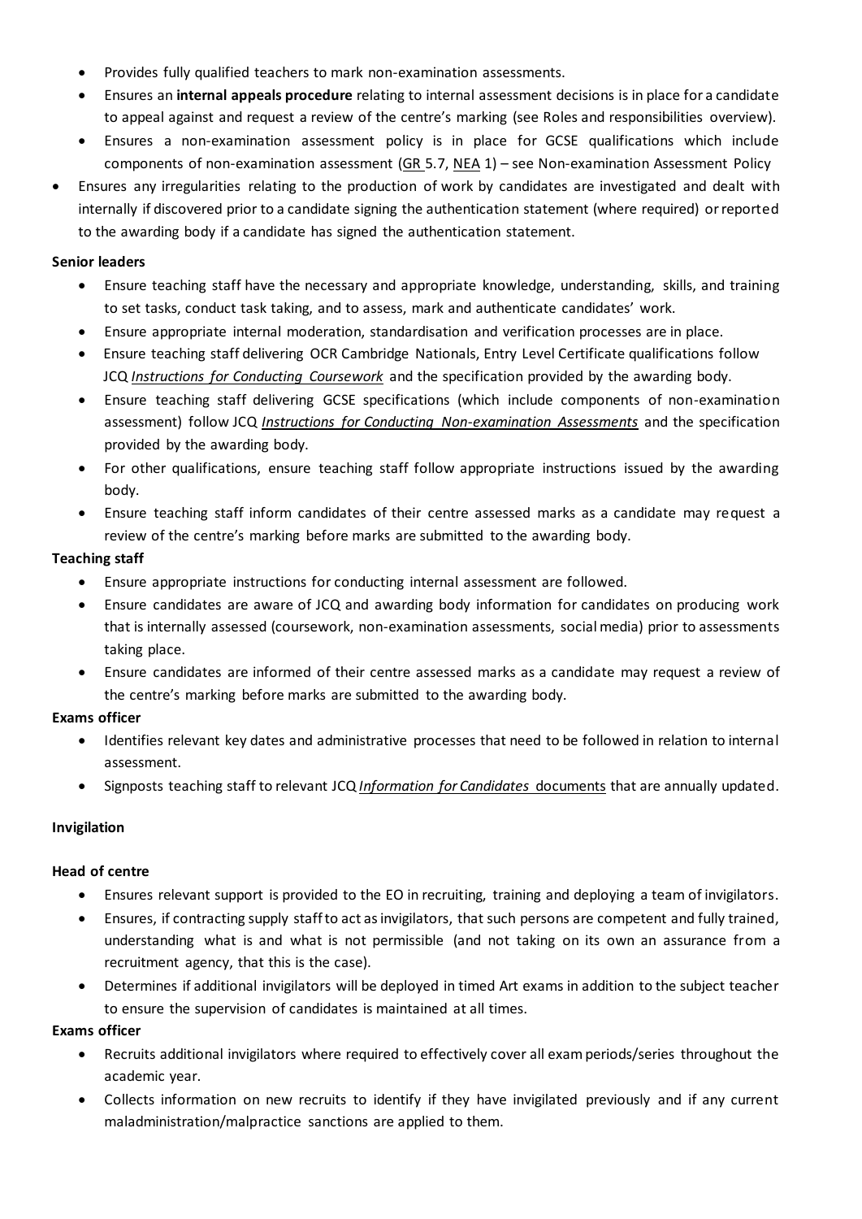- Provides fully qualified teachers to mark non-examination assessments.
- Ensures an **internal appeals procedure** relating to internal assessment decisions is in place for a candidate to appeal against and request a review of the centre's marking (see Roles and responsibilities overview).
- Ensures a non-examination assessment policy is in place for GCSE qualifications which include components of non-examination assessment (GR 5.7, NEA 1) – see Non-examination Assessment Policy
- Ensures any irregularities relating to the production of work by candidates are investigated and dealt with internally if discovered prior to a candidate signing the authentication statement (where required) or reported to the awarding body if a candidate has signed the authentication statement.

**Senior leaders**

- Ensure teaching staff have the necessary and appropriate knowledge, understanding, skills, and training to set tasks, conduct task taking, and to assess, mark and authenticate candidates' work.
- Ensure appropriate internal moderation, standardisation and verification processes are in place.
- Ensure teaching staff delivering OCR Cambridge Nationals, Entry Level Certificate qualifications follow JCQ *Instructions for Conducting Coursework* and the specification provided by the awarding body.
- Ensure teaching staff delivering GCSE specifications (which include components of non-examination assessment) follow JCQ *Instructions for Conducting Non-examination Assessments* and the specification provided by the awarding body.
- For other qualifications, ensure teaching staff follow appropriate instructions issued by the awarding body.
- Ensure teaching staff inform candidates of their centre assessed marks as a candidate may request a review of the centre's marking before marks are submitted to the awarding body.

**Teaching staff**

- Ensure appropriate instructions for conducting internal assessment are followed.
- Ensure candidates are aware of JCQ and awarding body information for candidates on producing work that is internally assessed (coursework, non-examination assessments, social media) prior to assessments taking place.
- Ensure candidates are informed of their centre assessed marks as a candidate may request a review of the centre's marking before marks are submitted to the awarding body.

**Exams officer**

- Identifies relevant key dates and administrative processes that need to be followed in relation to internal assessment.
- Signposts teaching staff to relevant JCQ *Information for Candidates* documents that are annually updated.

**Invigilation**

**Head of centre**

- Ensures relevant support is provided to the EO in recruiting, training and deploying a team of invigilators.
- Ensures, if contracting supply staff to act as invigilators, that such persons are competent and fully trained, understanding what is and what is not permissible (and not taking on its own an assurance from a recruitment agency, that this is the case).
- Determines if additional invigilators will be deployed in timed Art exams in addition to the subject teacher to ensure the supervision of candidates is maintained at all times.

**Exams officer**

- Recruits additional invigilators where required to effectively cover all exam periods/series throughout the academic year.
- Collects information on new recruits to identify if they have invigilated previously and if any current maladministration/malpractice sanctions are applied to them.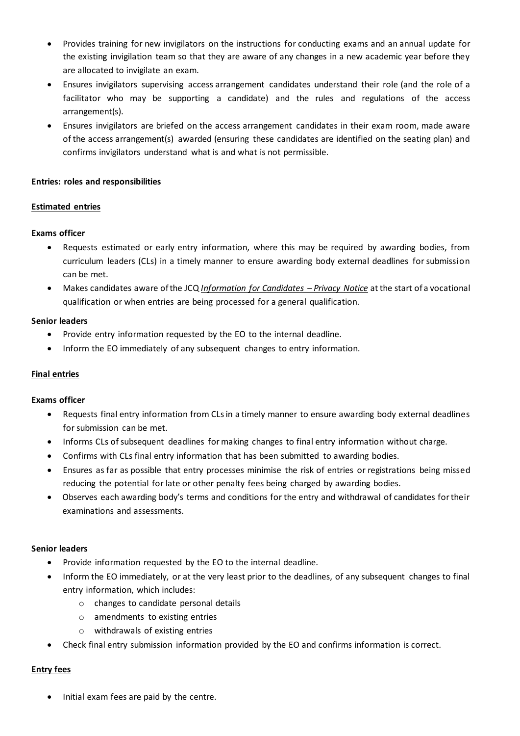- Provides training for new invigilators on the instructions for conducting exams and an annual update for the existing invigilation team so that they are aware of any changes in a new academic year before they are allocated to invigilate an exam.
- Ensures invigilators supervising access arrangement candidates understand their role (and the role of a facilitator who may be supporting a candidate) and the rules and regulations of the access arrangement(s).
- Ensures invigilators are briefed on the access arrangement candidates in their exam room, made aware of the access arrangement(s) awarded (ensuring these candidates are identified on the seating plan) and confirms invigilators understand what is and what is not permissible.

**Entries: roles and responsibilities**

**Estimated entries**

**Exams officer**

- Requests estimated or early entry information, where this may be required by awarding bodies, from curriculum leaders (CLs) in a timely manner to ensure awarding body external deadlines for submission can be met.
- Makes candidates aware of the JCQ *Information for Candidates – Privacy Notice* at the start of a vocational qualification or when entries are being processed for a general qualification.

**Senior leaders**

- Provide entry information requested by the EO to the internal deadline.
- Inform the EO immediately of any subsequent changes to entry information.

**Final entries**

**Exams officer**

- Requests final entry information from CLs in a timely manner to ensure awarding body external deadlines for submission can be met.
- Informs CLs of subsequent deadlines for making changes to final entry information without charge.
- Confirms with CLs final entry information that has been submitted to awarding bodies.
- Ensures as far as possible that entry processes minimise the risk of entries or registrations being missed reducing the potential for late or other penalty fees being charged by awarding bodies.
- Observes each awarding body's terms and conditions for the entry and withdrawal of candidates for their examinations and assessments.

**Senior leaders**

- Provide information requested by the EO to the internal deadline.
- Inform the EO immediately, or at the very least prior to the deadlines, of any subsequent changes to final entry information, which includes:
  - changes to candidate personal details
  - amendments to existing entries
  - withdrawals of existing entries
- Check final entry submission information provided by the EO and confirms information is correct.

**Entry fees**

- Initial exam fees are paid by the centre.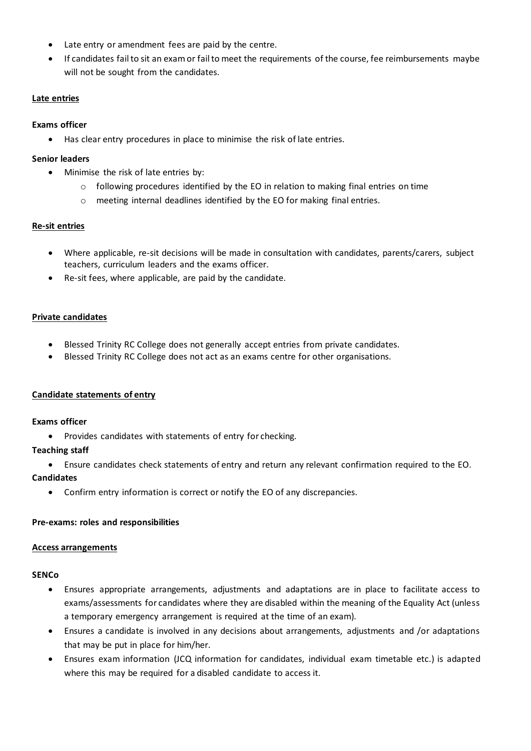- Late entry or amendment fees are paid by the centre.
- If candidates fail to sit an exam or fail to meet the requirements of the course, fee reimbursements maybe will not be sought from the candidates.

**Late entries**

**Exams officer**

- Has clear entry procedures in place to minimise the risk of late entries.

**Senior leaders**

- Minimise the risk of late entries by:
  - following procedures identified by the EO in relation to making final entries on time
  - meeting internal deadlines identified by the EO for making final entries.

**Re-sit entries**

- Where applicable, re-sit decisions will be made in consultation with candidates, parents/carers, subject teachers, curriculum leaders and the exams officer.
- Re-sit fees, where applicable, are paid by the candidate.

**Private candidates**

- Blessed Trinity RC College does not generally accept entries from private candidates.
- Blessed Trinity RC College does not act as an exams centre for other organisations.

**Candidate statements of entry**

**Exams officer**

- Provides candidates with statements of entry for checking.

**Teaching staff**

- Ensure candidates check statements of entry and return any relevant confirmation required to the EO.

**Candidates**

- Confirm entry information is correct or notify the EO of any discrepancies.

**Pre-exams: roles and responsibilities**

**Access arrangements**

**SENCo**

- Ensures appropriate arrangements, adjustments and adaptations are in place to facilitate access to exams/assessments for candidates where they are disabled within the meaning of the Equality Act (unless a temporary emergency arrangement is required at the time of an exam).
- Ensures a candidate is involved in any decisions about arrangements, adjustments and /or adaptations that may be put in place for him/her.
- Ensures exam information (JCQ information for candidates, individual exam timetable etc.) is adapted where this may be required for a disabled candidate to access it.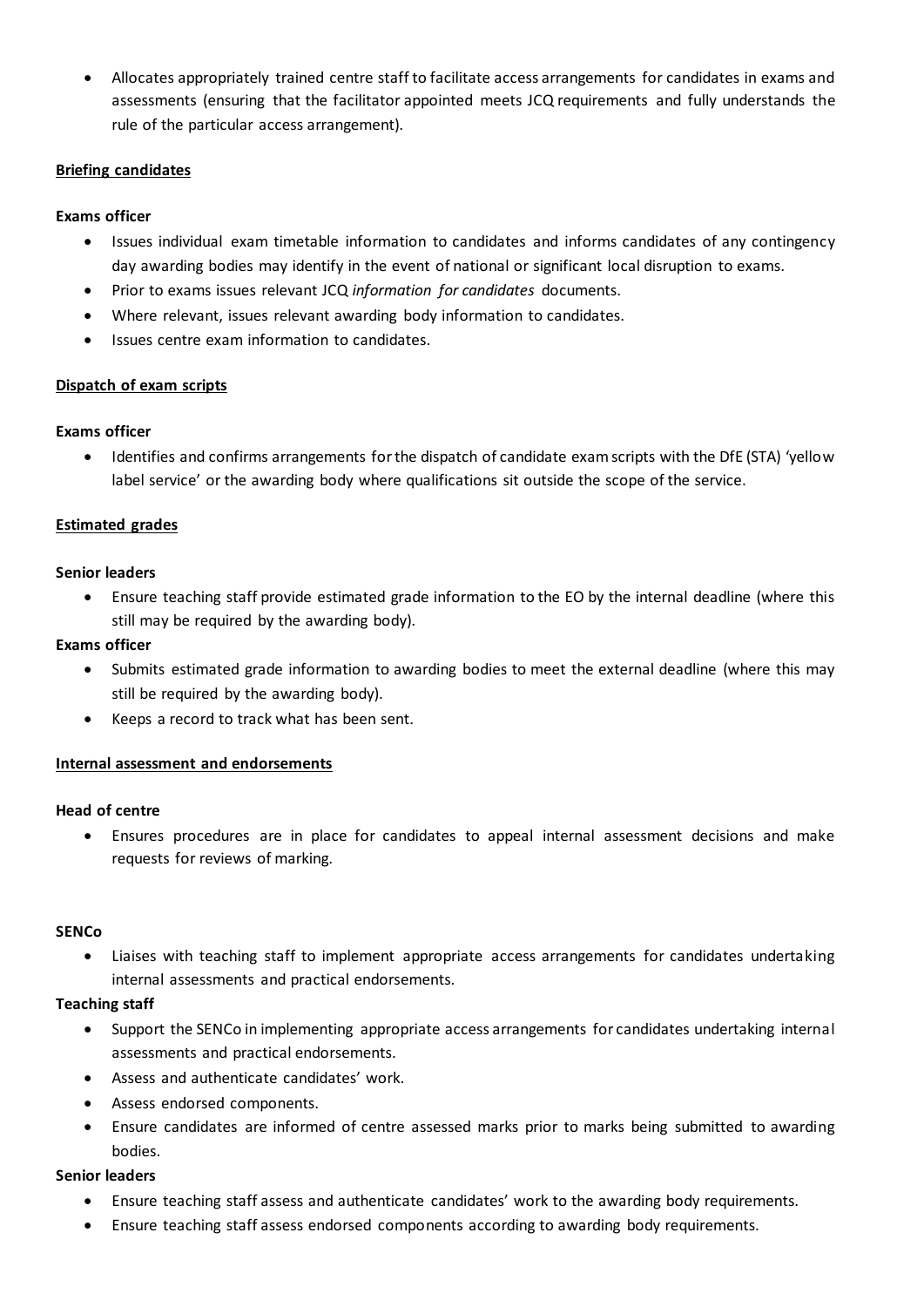- Allocates appropriately trained centre staff to facilitate access arrangements for candidates in exams and assessments (ensuring that the facilitator appointed meets JCQ requirements and fully understands the rule of the particular access arrangement).

**Briefing candidates**

**Exams officer**

- Issues individual exam timetable information to candidates and informs candidates of any contingency day awarding bodies may identify in the event of national or significant local disruption to exams.
- Prior to exams issues relevant JCQ *information for candidates* documents.
- Where relevant, issues relevant awarding body information to candidates.
- Issues centre exam information to candidates.

**Dispatch of exam scripts**

**Exams officer**

- Identifies and confirms arrangements for the dispatch of candidate exam scripts with the DfE (STA) 'yellow label service' or the awarding body where qualifications sit outside the scope of the service.

**Estimated grades**

**Senior leaders**

- Ensure teaching staff provide estimated grade information to the EO by the internal deadline (where this still may be required by the awarding body).

**Exams officer**

- Submits estimated grade information to awarding bodies to meet the external deadline (where this may still be required by the awarding body).
- Keeps a record to track what has been sent.

**Internal assessment and endorsements**

**Head of centre**

- Ensures procedures are in place for candidates to appeal internal assessment decisions and make requests for reviews of marking.

**SENCo**

- Liaises with teaching staff to implement appropriate access arrangements for candidates undertaking internal assessments and practical endorsements.

**Teaching staff**

- Support the SENCo in implementing appropriate access arrangements for candidates undertaking internal assessments and practical endorsements.
- Assess and authenticate candidates' work.
- Assess endorsed components.
- Ensure candidates are informed of centre assessed marks prior to marks being submitted to awarding bodies.

**Senior leaders**

- Ensure teaching staff assess and authenticate candidates' work to the awarding body requirements.
- Ensure teaching staff assess endorsed components according to awarding body requirements.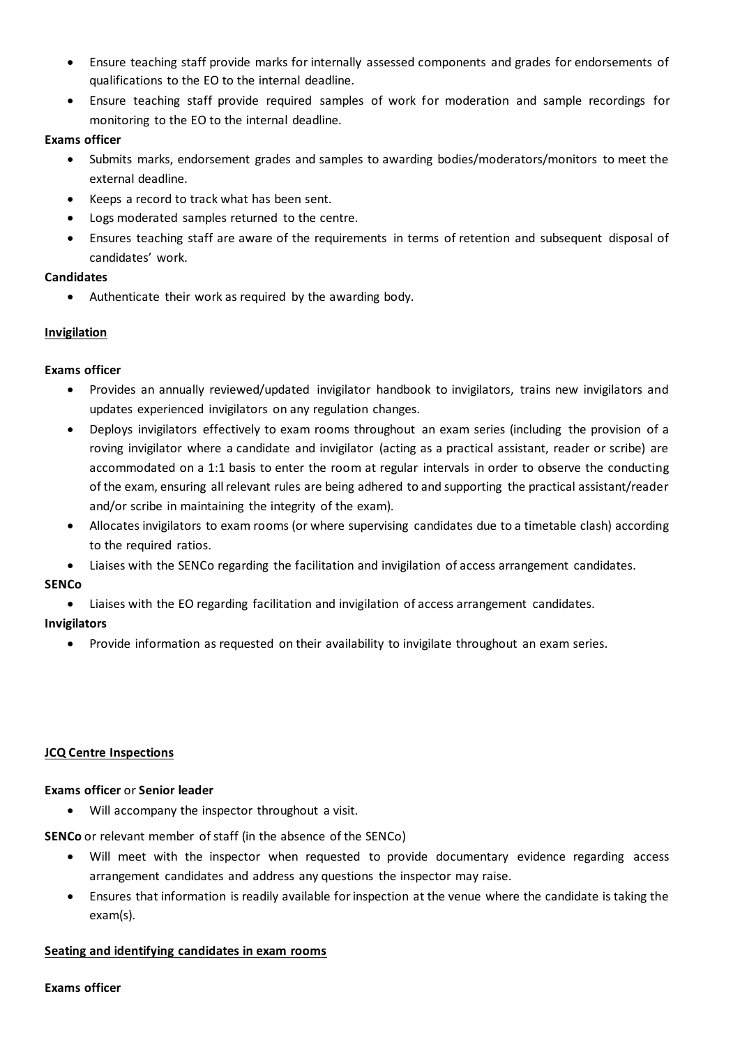- Ensure teaching staff provide marks for internally assessed components and grades for endorsements of qualifications to the EO to the internal deadline.
- Ensure teaching staff provide required samples of work for moderation and sample recordings for monitoring to the EO to the internal deadline.

**Exams officer**

- Submits marks, endorsement grades and samples to awarding bodies/moderators/monitors to meet the external deadline.
- Keeps a record to track what has been sent.
- Logs moderated samples returned to the centre.
- Ensures teaching staff are aware of the requirements in terms of retention and subsequent disposal of candidates' work.

**Candidates**

- Authenticate their work as required by the awarding body.

**Invigilation**

**Exams officer**

- Provides an annually reviewed/updated invigilator handbook to invigilators, trains new invigilators and updates experienced invigilators on any regulation changes.
- Deploys invigilators effectively to exam rooms throughout an exam series (including the provision of a roving invigilator where a candidate and invigilator (acting as a practical assistant, reader or scribe) are accommodated on a 1:1 basis to enter the room at regular intervals in order to observe the conducting of the exam, ensuring all relevant rules are being adhered to and supporting the practical assistant/reader and/or scribe in maintaining the integrity of the exam).
- Allocates invigilators to exam rooms (or where supervising candidates due to a timetable clash) according to the required ratios.
- Liaises with the SENCo regarding the facilitation and invigilation of access arrangement candidates.

**SENCo**

- Liaises with the EO regarding facilitation and invigilation of access arrangement candidates.

**Invigilators**

- Provide information as requested on their availability to invigilate throughout an exam series.

**JCQ Centre Inspections**

**Exams officer** or **Senior leader**

- Will accompany the inspector throughout a visit.

**SENCo** or relevant member of staff (in the absence of the SENCo)

- Will meet with the inspector when requested to provide documentary evidence regarding access arrangement candidates and address any questions the inspector may raise.
- Ensures that information is readily available for inspection at the venue where the candidate is taking the exam(s).

**Seating and identifying candidates in exam rooms**

**Exams officer**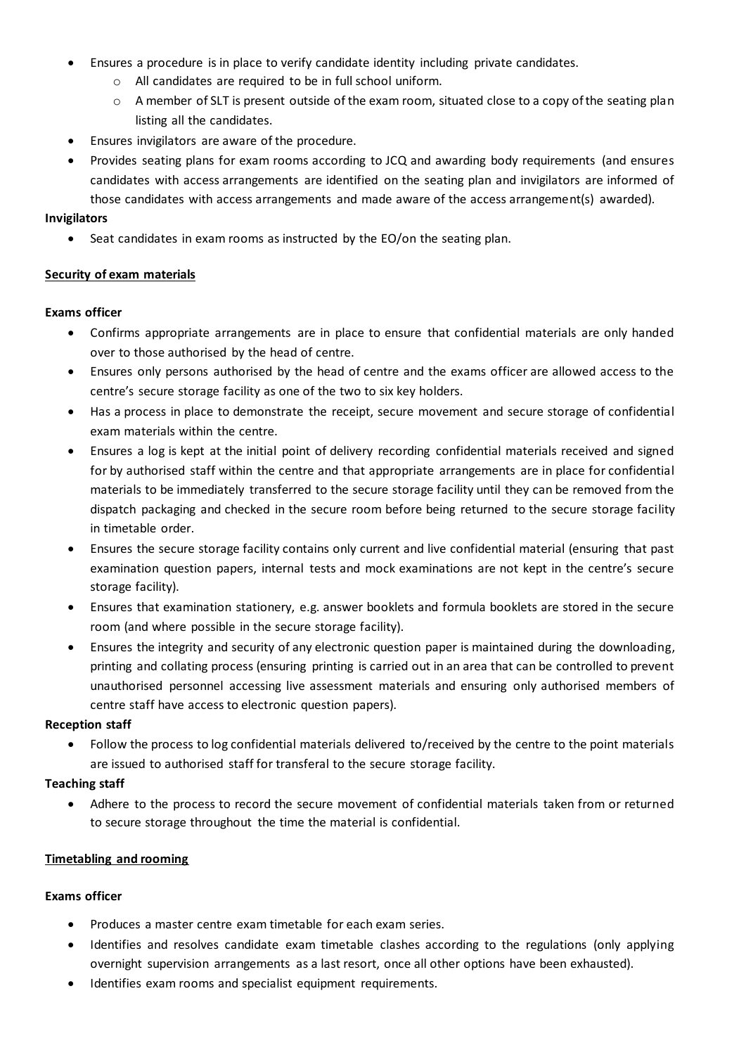- Ensures a procedure is in place to verify candidate identity including private candidates.
    - All candidates are required to be in full school uniform.
    - A member of SLT is present outside of the exam room, situated close to a copy of the seating plan listing all the candidates.
- Ensures invigilators are aware of the procedure.
- Provides seating plans for exam rooms according to JCQ and awarding body requirements (and ensures candidates with access arrangements are identified on the seating plan and invigilators are informed of those candidates with access arrangements and made aware of the access arrangement(s) awarded).

**Invigilators**

- Seat candidates in exam rooms as instructed by the EO/on the seating plan.

**Security of exam materials**

**Exams officer**

- Confirms appropriate arrangements are in place to ensure that confidential materials are only handed over to those authorised by the head of centre.
- Ensures only persons authorised by the head of centre and the exams officer are allowed access to the centre's secure storage facility as one of the two to six key holders.
- Has a process in place to demonstrate the receipt, secure movement and secure storage of confidential exam materials within the centre.
- Ensures a log is kept at the initial point of delivery recording confidential materials received and signed for by authorised staff within the centre and that appropriate arrangements are in place for confidential materials to be immediately transferred to the secure storage facility until they can be removed from the dispatch packaging and checked in the secure room before being returned to the secure storage facility in timetable order.
- Ensures the secure storage facility contains only current and live confidential material (ensuring that past examination question papers, internal tests and mock examinations are not kept in the centre's secure storage facility).
- Ensures that examination stationery, e.g. answer booklets and formula booklets are stored in the secure room (and where possible in the secure storage facility).
- Ensures the integrity and security of any electronic question paper is maintained during the downloading, printing and collating process (ensuring printing is carried out in an area that can be controlled to prevent unauthorised personnel accessing live assessment materials and ensuring only authorised members of centre staff have access to electronic question papers).

**Reception staff**

- Follow the process to log confidential materials delivered to/received by the centre to the point materials are issued to authorised staff for transferal to the secure storage facility.

**Teaching staff**

- Adhere to the process to record the secure movement of confidential materials taken from or returned to secure storage throughout the time the material is confidential.

**Timetabling and rooming**

**Exams officer**

- Produces a master centre exam timetable for each exam series.
- Identifies and resolves candidate exam timetable clashes according to the regulations (only applying overnight supervision arrangements as a last resort, once all other options have been exhausted).
- Identifies exam rooms and specialist equipment requirements.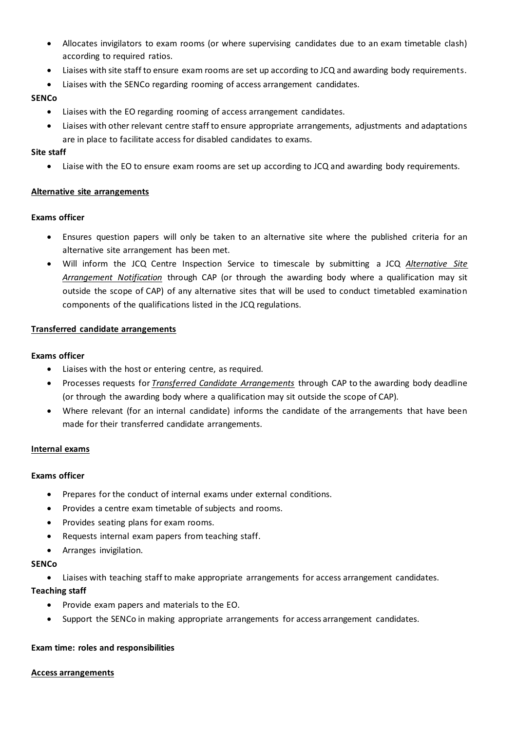- Allocates invigilators to exam rooms (or where supervising candidates due to an exam timetable clash) according to required ratios.
- Liaises with site staff to ensure exam rooms are set up according to JCQ and awarding body requirements.
- Liaises with the SENCo regarding rooming of access arrangement candidates.

**SENCo**

- Liaises with the EO regarding rooming of access arrangement candidates.
- Liaises with other relevant centre staff to ensure appropriate arrangements, adjustments and adaptations are in place to facilitate access for disabled candidates to exams.

**Site staff**

- Liaise with the EO to ensure exam rooms are set up according to JCQ and awarding body requirements.

**<u>Alternative site arrangements</u>**

**Exams officer**

- Ensures question papers will only be taken to an alternative site where the published criteria for an alternative site arrangement has been met.
- Will inform the JCQ Centre Inspection Service to timescale by submitting a JCQ <u>*Alternative Site Arrangement Notification*</u> through CAP (or through the awarding body where a qualification may sit outside the scope of CAP) of any alternative sites that will be used to conduct timetabled examination components of the qualifications listed in the JCQ regulations.

**<u>Transferred candidate arrangements</u>**

**Exams officer**

- Liaises with the host or entering centre, as required.
- Processes requests for <u>*Transferred Candidate Arrangements*</u> through CAP to the awarding body deadline (or through the awarding body where a qualification may sit outside the scope of CAP).
- Where relevant (for an internal candidate) informs the candidate of the arrangements that have been made for their transferred candidate arrangements.

**<u>Internal exams</u>**

**Exams officer**

- Prepares for the conduct of internal exams under external conditions.
- Provides a centre exam timetable of subjects and rooms.
- Provides seating plans for exam rooms.
- Requests internal exam papers from teaching staff.
- Arranges invigilation.

**SENCo**

- Liaises with teaching staff to make appropriate arrangements for access arrangement candidates.

**Teaching staff**

- Provide exam papers and materials to the EO.
- Support the SENCo in making appropriate arrangements for access arrangement candidates.

**Exam time: roles and responsibilities**

**<u>Access arrangements</u>**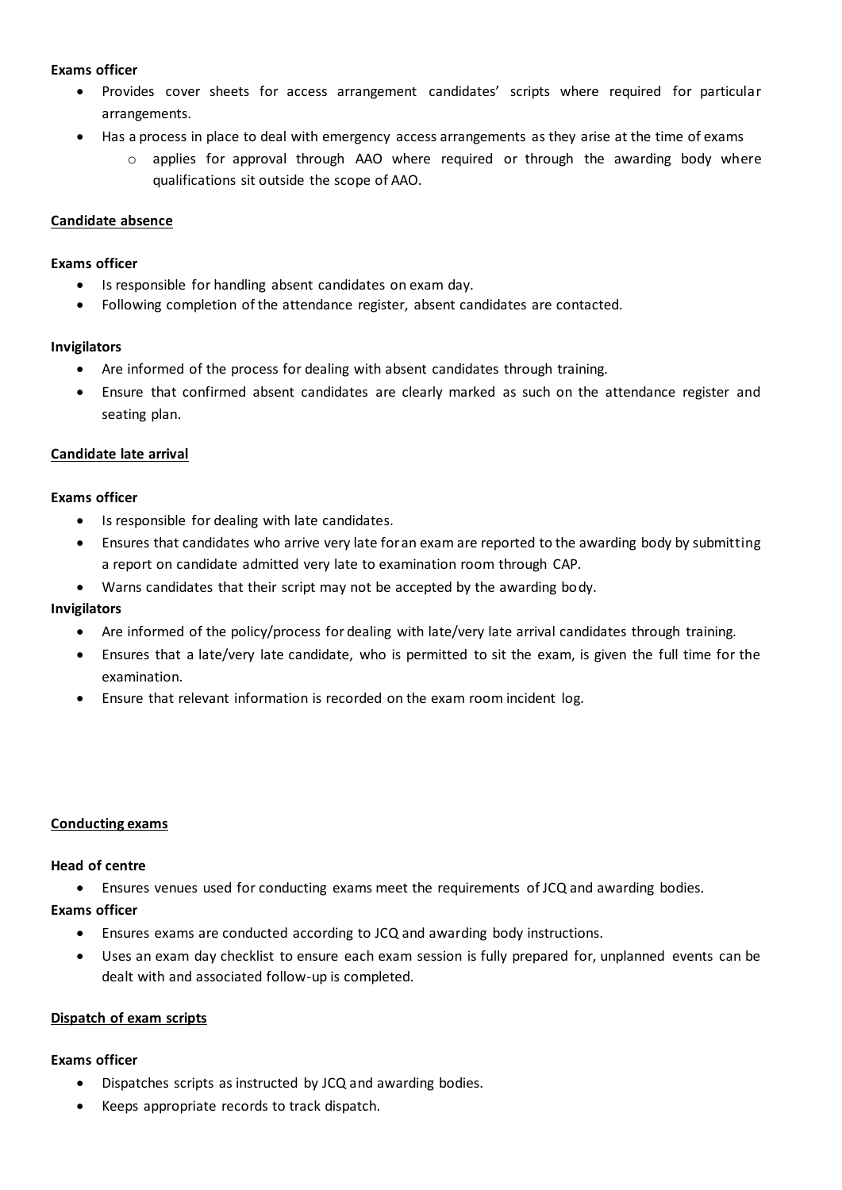**Exams officer**

- Provides cover sheets for access arrangement candidates' scripts where required for particular arrangements.
- Has a process in place to deal with emergency access arrangements as they arise at the time of exams
    - applies for approval through AAO where required or through the awarding body where qualifications sit outside the scope of AAO.

**Candidate absence**

**Exams officer**

- Is responsible for handling absent candidates on exam day.
- Following completion of the attendance register, absent candidates are contacted.

**Invigilators**

- Are informed of the process for dealing with absent candidates through training.
- Ensure that confirmed absent candidates are clearly marked as such on the attendance register and seating plan.

**Candidate late arrival**

**Exams officer**

- Is responsible for dealing with late candidates.
- Ensures that candidates who arrive very late for an exam are reported to the awarding body by submitting a report on candidate admitted very late to examination room through CAP.
- Warns candidates that their script may not be accepted by the awarding body.

**Invigilators**

- Are informed of the policy/process for dealing with late/very late arrival candidates through training.
- Ensures that a late/very late candidate, who is permitted to sit the exam, is given the full time for the examination.
- Ensure that relevant information is recorded on the exam room incident log.

**Conducting exams**

**Head of centre**

- Ensures venues used for conducting exams meet the requirements of JCQ and awarding bodies.

**Exams officer**

- Ensures exams are conducted according to JCQ and awarding body instructions.
- Uses an exam day checklist to ensure each exam session is fully prepared for, unplanned events can be dealt with and associated follow-up is completed.

**Dispatch of exam scripts**

**Exams officer**

- Dispatches scripts as instructed by JCQ and awarding bodies.
- Keeps appropriate records to track dispatch.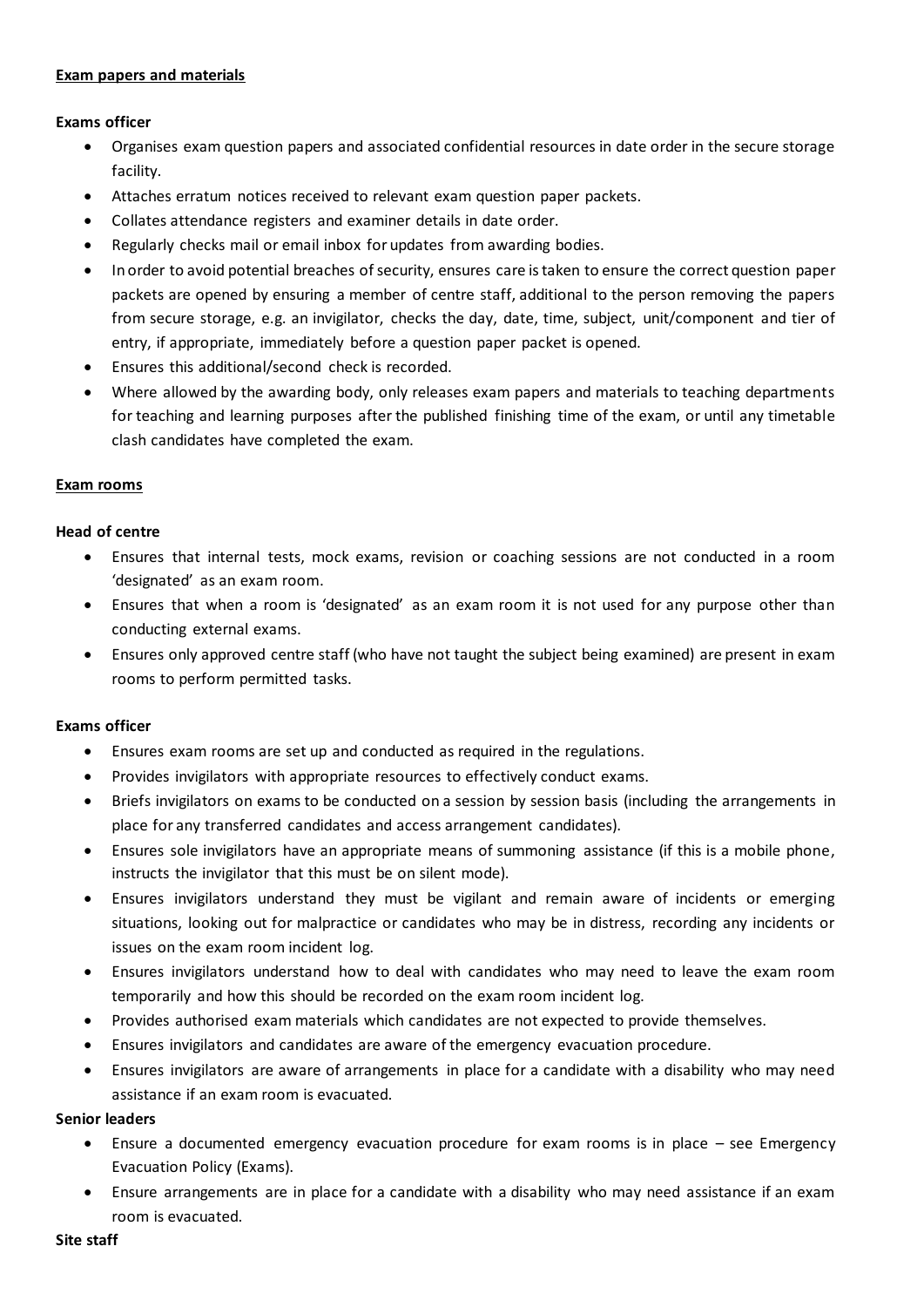**Exam papers and materials**

**Exams officer**

- Organises exam question papers and associated confidential resources in date order in the secure storage facility.
- Attaches erratum notices received to relevant exam question paper packets.
- Collates attendance registers and examiner details in date order.
- Regularly checks mail or email inbox for updates from awarding bodies.
- In order to avoid potential breaches of security, ensures care is taken to ensure the correct question paper packets are opened by ensuring a member of centre staff, additional to the person removing the papers from secure storage, e.g. an invigilator, checks the day, date, time, subject, unit/component and tier of entry, if appropriate, immediately before a question paper packet is opened.
- Ensures this additional/second check is recorded.
- Where allowed by the awarding body, only releases exam papers and materials to teaching departments for teaching and learning purposes after the published finishing time of the exam, or until any timetable clash candidates have completed the exam.

**Exam rooms**

**Head of centre**

- Ensures that internal tests, mock exams, revision or coaching sessions are not conducted in a room 'designated' as an exam room.
- Ensures that when a room is 'designated' as an exam room it is not used for any purpose other than conducting external exams.
- Ensures only approved centre staff (who have not taught the subject being examined) are present in exam rooms to perform permitted tasks.

**Exams officer**

- Ensures exam rooms are set up and conducted as required in the regulations.
- Provides invigilators with appropriate resources to effectively conduct exams.
- Briefs invigilators on exams to be conducted on a session by session basis (including the arrangements in place for any transferred candidates and access arrangement candidates).
- Ensures sole invigilators have an appropriate means of summoning assistance (if this is a mobile phone, instructs the invigilator that this must be on silent mode).
- Ensures invigilators understand they must be vigilant and remain aware of incidents or emerging situations, looking out for malpractice or candidates who may be in distress, recording any incidents or issues on the exam room incident log.
- Ensures invigilators understand how to deal with candidates who may need to leave the exam room temporarily and how this should be recorded on the exam room incident log.
- Provides authorised exam materials which candidates are not expected to provide themselves.
- Ensures invigilators and candidates are aware of the emergency evacuation procedure.
- Ensures invigilators are aware of arrangements in place for a candidate with a disability who may need assistance if an exam room is evacuated.

**Senior leaders**

- Ensure a documented emergency evacuation procedure for exam rooms is in place – see Emergency Evacuation Policy (Exams).
- Ensure arrangements are in place for a candidate with a disability who may need assistance if an exam room is evacuated.

**Site staff**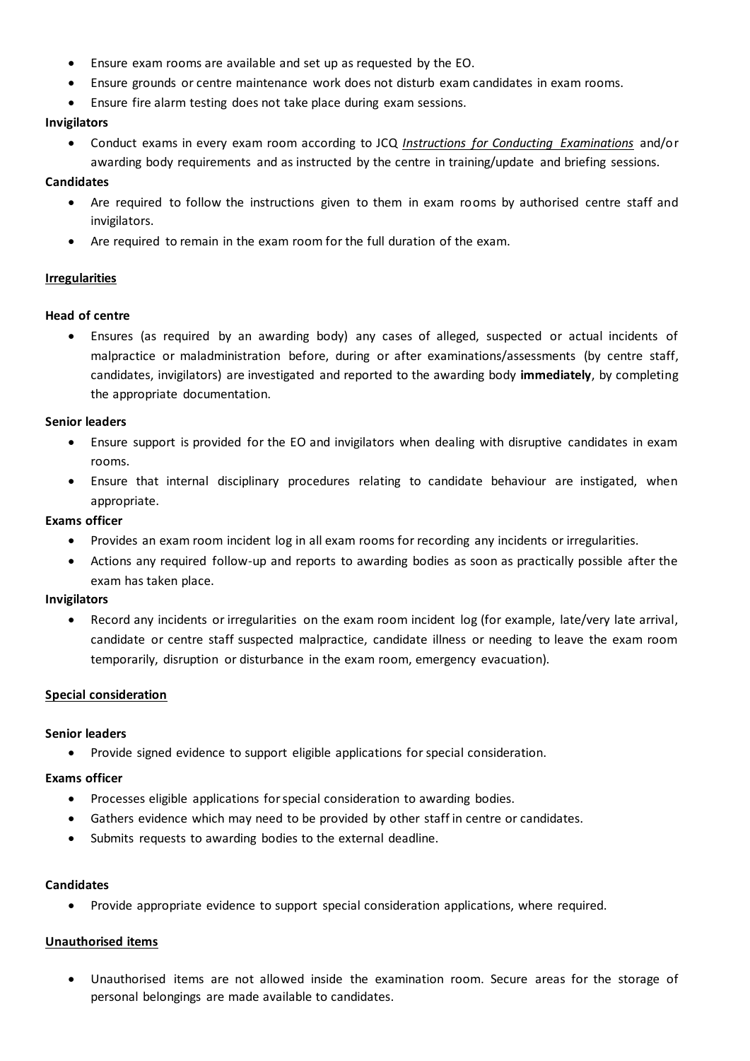- Ensure exam rooms are available and set up as requested by the EO.
- Ensure grounds or centre maintenance work does not disturb exam candidates in exam rooms.
- Ensure fire alarm testing does not take place during exam sessions.

**Invigilators**

- Conduct exams in every exam room according to JCQ *Instructions for Conducting Examinations* and/or awarding body requirements and as instructed by the centre in training/update and briefing sessions.

**Candidates**

- Are required to follow the instructions given to them in exam rooms by authorised centre staff and invigilators.
- Are required to remain in the exam room for the full duration of the exam.

**Irregularities**

**Head of centre**

- Ensures (as required by an awarding body) any cases of alleged, suspected or actual incidents of malpractice or maladministration before, during or after examinations/assessments (by centre staff, candidates, invigilators) are investigated and reported to the awarding body **immediately**, by completing the appropriate documentation.

**Senior leaders**

- Ensure support is provided for the EO and invigilators when dealing with disruptive candidates in exam rooms.
- Ensure that internal disciplinary procedures relating to candidate behaviour are instigated, when appropriate.

**Exams officer**

- Provides an exam room incident log in all exam rooms for recording any incidents or irregularities.
- Actions any required follow-up and reports to awarding bodies as soon as practically possible after the exam has taken place.

**Invigilators**

- Record any incidents or irregularities on the exam room incident log (for example, late/very late arrival, candidate or centre staff suspected malpractice, candidate illness or needing to leave the exam room temporarily, disruption or disturbance in the exam room, emergency evacuation).

**Special consideration**

**Senior leaders**

- Provide signed evidence to support eligible applications for special consideration.

**Exams officer**

- Processes eligible applications for special consideration to awarding bodies.
- Gathers evidence which may need to be provided by other staff in centre or candidates.
- Submits requests to awarding bodies to the external deadline.

**Candidates**

- Provide appropriate evidence to support special consideration applications, where required.

**Unauthorised items**

- Unauthorised items are not allowed inside the examination room. Secure areas for the storage of personal belongings are made available to candidates.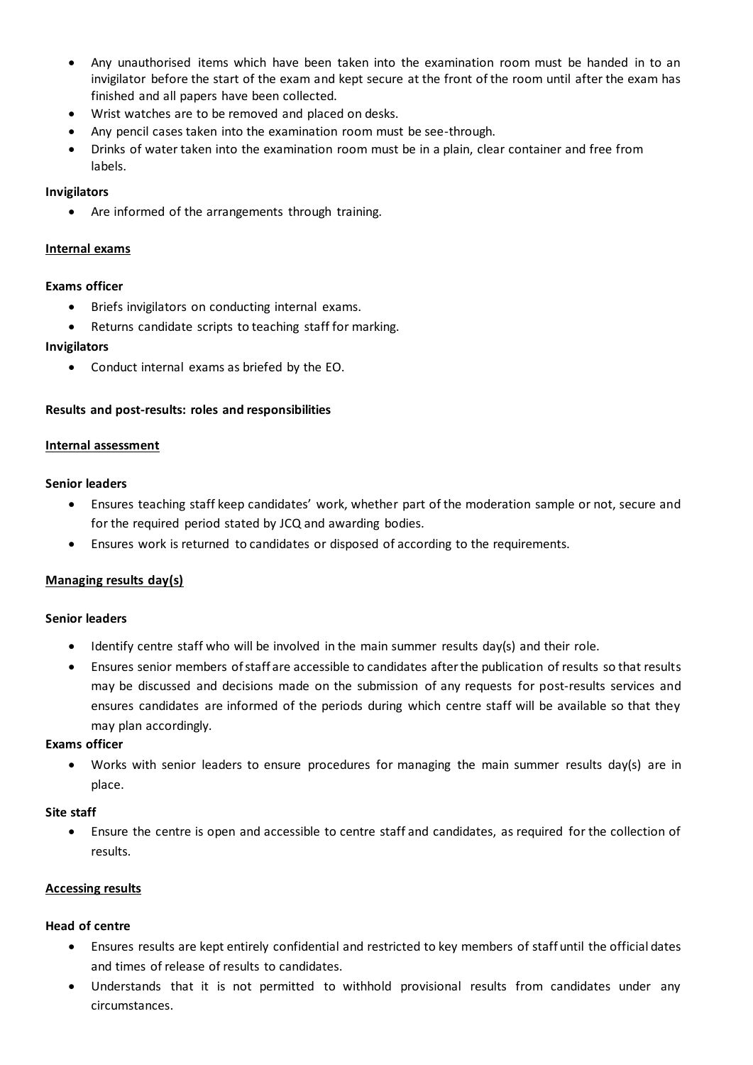- Any unauthorised items which have been taken into the examination room must be handed in to an invigilator before the start of the exam and kept secure at the front of the room until after the exam has finished and all papers have been collected.
- Wrist watches are to be removed and placed on desks.
- Any pencil cases taken into the examination room must be see-through.
- Drinks of water taken into the examination room must be in a plain, clear container and free from labels.

**Invigilators**

- Are informed of the arrangements through training.

**Internal exams**

**Exams officer**

- Briefs invigilators on conducting internal exams.
- Returns candidate scripts to teaching staff for marking.

**Invigilators**

- Conduct internal exams as briefed by the EO.

**Results and post-results: roles and responsibilities**

**Internal assessment**

**Senior leaders**

- Ensures teaching staff keep candidates' work, whether part of the moderation sample or not, secure and for the required period stated by JCQ and awarding bodies.
- Ensures work is returned to candidates or disposed of according to the requirements.

**Managing results day(s)**

**Senior leaders**

- Identify centre staff who will be involved in the main summer results day(s) and their role.
- Ensures senior members of staff are accessible to candidates after the publication of results so that results may be discussed and decisions made on the submission of any requests for post-results services and ensures candidates are informed of the periods during which centre staff will be available so that they may plan accordingly.

**Exams officer**

- Works with senior leaders to ensure procedures for managing the main summer results day(s) are in place.

**Site staff**

- Ensure the centre is open and accessible to centre staff and candidates, as required for the collection of results.

**Accessing results**

**Head of centre**

- Ensures results are kept entirely confidential and restricted to key members of staff until the official dates and times of release of results to candidates.
- Understands that it is not permitted to withhold provisional results from candidates under any circumstances.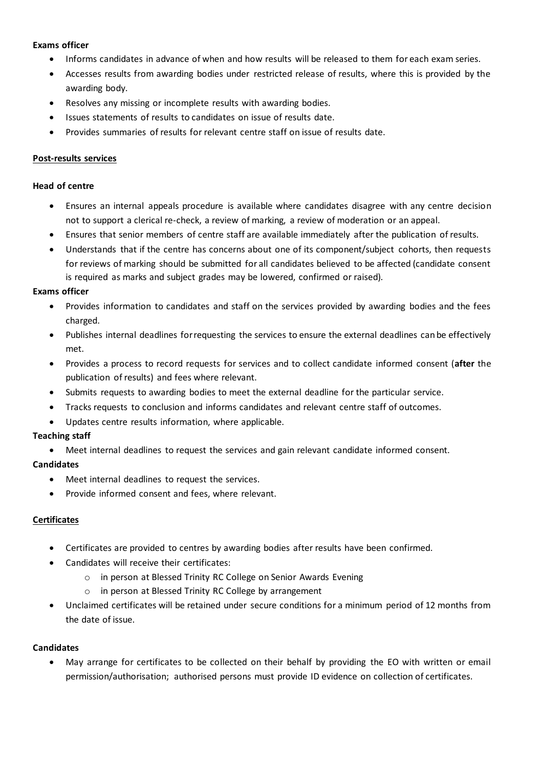**Exams officer**

- Informs candidates in advance of when and how results will be released to them for each exam series.
- Accesses results from awarding bodies under restricted release of results, where this is provided by the awarding body.
- Resolves any missing or incomplete results with awarding bodies.
- Issues statements of results to candidates on issue of results date.
- Provides summaries of results for relevant centre staff on issue of results date.

## Post-results services

**Head of centre**

- Ensures an internal appeals procedure is available where candidates disagree with any centre decision not to support a clerical re-check, a review of marking, a review of moderation or an appeal.
- Ensures that senior members of centre staff are available immediately after the publication of results.
- Understands that if the centre has concerns about one of its component/subject cohorts, then requests for reviews of marking should be submitted for all candidates believed to be affected (candidate consent is required as marks and subject grades may be lowered, confirmed or raised).

**Exams officer**

- Provides information to candidates and staff on the services provided by awarding bodies and the fees charged.
- Publishes internal deadlines for requesting the services to ensure the external deadlines can be effectively met.
- Provides a process to record requests for services and to collect candidate informed consent (**after** the publication of results) and fees where relevant.
- Submits requests to awarding bodies to meet the external deadline for the particular service.
- Tracks requests to conclusion and informs candidates and relevant centre staff of outcomes.
- Updates centre results information, where applicable.

**Teaching staff**

- Meet internal deadlines to request the services and gain relevant candidate informed consent.

**Candidates**

- Meet internal deadlines to request the services.
- Provide informed consent and fees, where relevant.

## Certificates

- Certificates are provided to centres by awarding bodies after results have been confirmed.
- Candidates will receive their certificates:
  - in person at Blessed Trinity RC College on Senior Awards Evening
  - in person at Blessed Trinity RC College by arrangement
- Unclaimed certificates will be retained under secure conditions for a minimum period of 12 months from the date of issue.

**Candidates**

- May arrange for certificates to be collected on their behalf by providing the EO with written or email permission/authorisation; authorised persons must provide ID evidence on collection of certificates.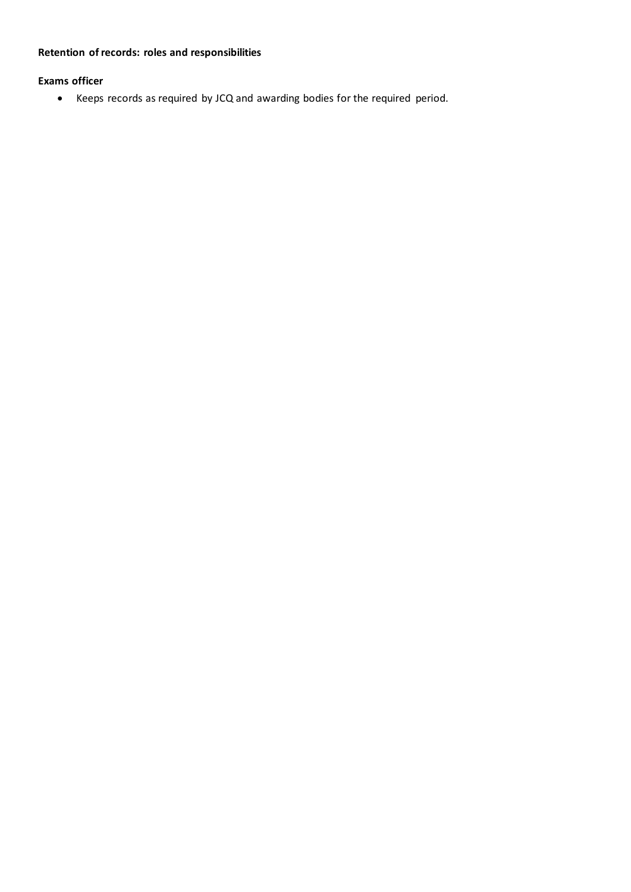**Retention of records: roles and responsibilities**

**Exams officer**

- Keeps records as required by JCQ and awarding bodies for the required period.